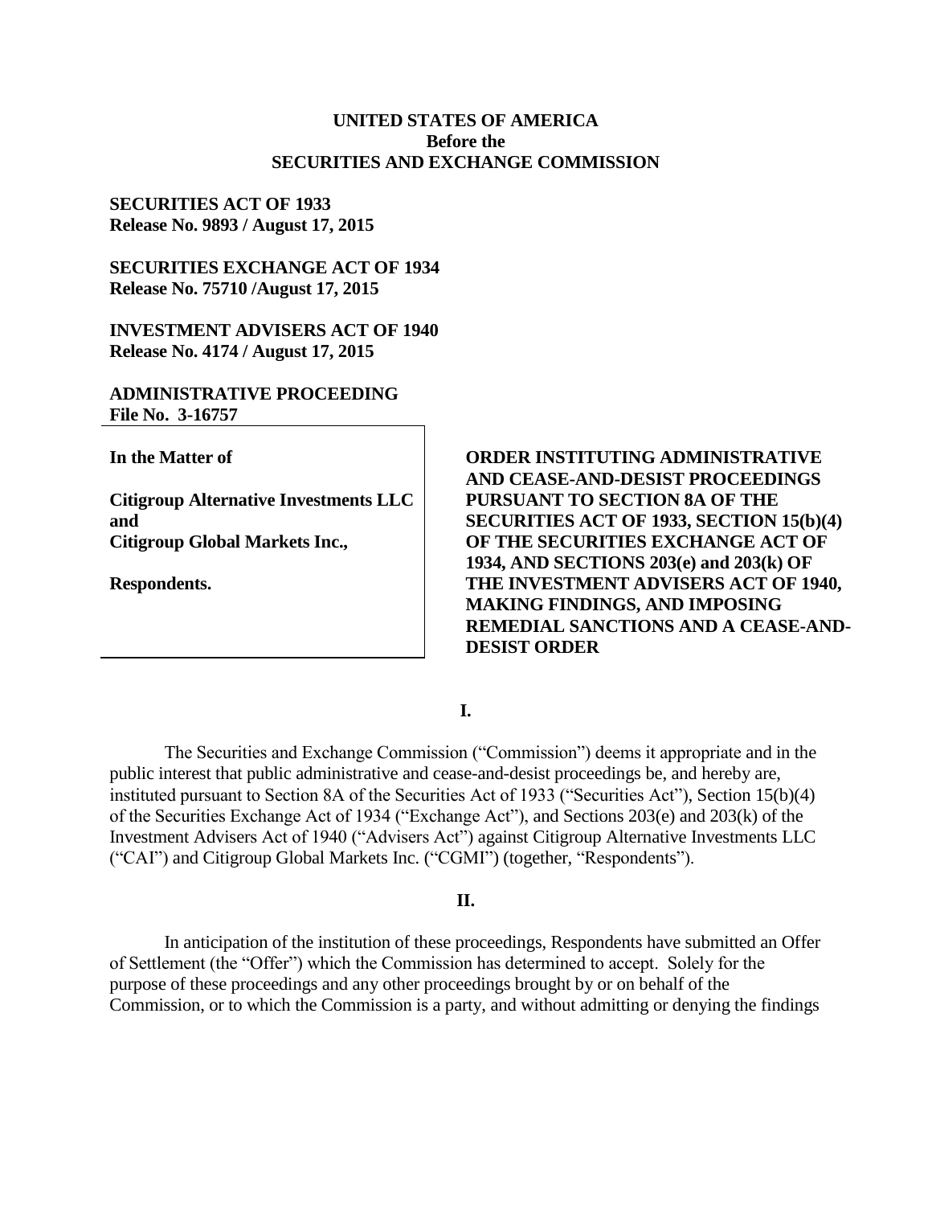**UNITED STATES OF AMERICA**
**Before the**
**SECURITIES AND EXCHANGE COMMISSION**

**SECURITIES ACT OF 1933**
**Release No. 9893 / August 17, 2015**

**SECURITIES EXCHANGE ACT OF 1934**
**Release No. 75710 /August 17, 2015**

**INVESTMENT ADVISERS ACT OF 1940**
**Release No. 4174 / August 17, 2015**

**ADMINISTRATIVE PROCEEDING**
**File No. 3-16757**

**In the Matter of**

**Citigroup Alternative Investments LLC**
**and**
**Citigroup Global Markets Inc.,**

**Respondents.**

**ORDER INSTITUTING ADMINISTRATIVE AND CEASE-AND-DESIST PROCEEDINGS PURSUANT TO SECTION 8A OF THE SECURITIES ACT OF 1933, SECTION 15(b)(4) OF THE SECURITIES EXCHANGE ACT OF 1934, AND SECTIONS 203(e) and 203(k) OF THE INVESTMENT ADVISERS ACT OF 1940, MAKING FINDINGS, AND IMPOSING REMEDIAL SANCTIONS AND A CEASE-AND-DESIST ORDER**

## I.

The Securities and Exchange Commission ("Commission") deems it appropriate and in the public interest that public administrative and cease-and-desist proceedings be, and hereby are, instituted pursuant to Section 8A of the Securities Act of 1933 ("Securities Act"), Section 15(b)(4) of the Securities Exchange Act of 1934 ("Exchange Act"), and Sections 203(e) and 203(k) of the Investment Advisers Act of 1940 ("Advisers Act") against Citigroup Alternative Investments LLC ("CAI") and Citigroup Global Markets Inc. ("CGMI") (together, "Respondents").

## II.

In anticipation of the institution of these proceedings, Respondents have submitted an Offer of Settlement (the "Offer") which the Commission has determined to accept. Solely for the purpose of these proceedings and any other proceedings brought by or on behalf of the Commission, or to which the Commission is a party, and without admitting or denying the findings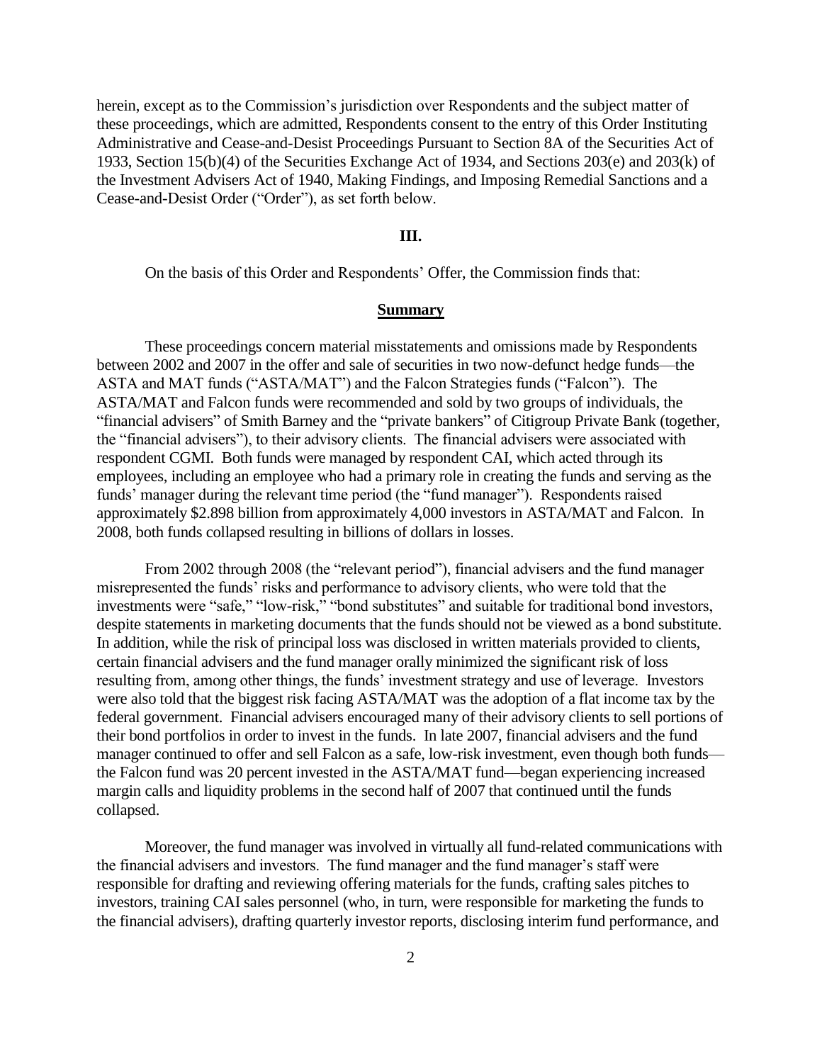herein, except as to the Commission's jurisdiction over Respondents and the subject matter of these proceedings, which are admitted, Respondents consent to the entry of this Order Instituting Administrative and Cease-and-Desist Proceedings Pursuant to Section 8A of the Securities Act of 1933, Section 15(b)(4) of the Securities Exchange Act of 1934, and Sections 203(e) and 203(k) of the Investment Advisers Act of 1940, Making Findings, and Imposing Remedial Sanctions and a Cease-and-Desist Order ("Order"), as set forth below.

## III.

On the basis of this Order and Respondents' Offer, the Commission finds that:

### Summary

These proceedings concern material misstatements and omissions made by Respondents between 2002 and 2007 in the offer and sale of securities in two now-defunct hedge funds—the ASTA and MAT funds ("ASTA/MAT") and the Falcon Strategies funds ("Falcon"). The ASTA/MAT and Falcon funds were recommended and sold by two groups of individuals, the "financial advisers" of Smith Barney and the "private bankers" of Citigroup Private Bank (together, the "financial advisers"), to their advisory clients. The financial advisers were associated with respondent CGMI. Both funds were managed by respondent CAI, which acted through its employees, including an employee who had a primary role in creating the funds and serving as the funds' manager during the relevant time period (the "fund manager"). Respondents raised approximately $2.898 billion from approximately 4,000 investors in ASTA/MAT and Falcon. In 2008, both funds collapsed resulting in billions of dollars in losses.

From 2002 through 2008 (the "relevant period"), financial advisers and the fund manager misrepresented the funds' risks and performance to advisory clients, who were told that the investments were "safe," "low-risk," "bond substitutes" and suitable for traditional bond investors, despite statements in marketing documents that the funds should not be viewed as a bond substitute. In addition, while the risk of principal loss was disclosed in written materials provided to clients, certain financial advisers and the fund manager orally minimized the significant risk of loss resulting from, among other things, the funds' investment strategy and use of leverage. Investors were also told that the biggest risk facing ASTA/MAT was the adoption of a flat income tax by the federal government. Financial advisers encouraged many of their advisory clients to sell portions of their bond portfolios in order to invest in the funds. In late 2007, financial advisers and the fund manager continued to offer and sell Falcon as a safe, low-risk investment, even though both funds—the Falcon fund was 20 percent invested in the ASTA/MAT fund—began experiencing increased margin calls and liquidity problems in the second half of 2007 that continued until the funds collapsed.

Moreover, the fund manager was involved in virtually all fund-related communications with the financial advisers and investors. The fund manager and the fund manager's staff were responsible for drafting and reviewing offering materials for the funds, crafting sales pitches to investors, training CAI sales personnel (who, in turn, were responsible for marketing the funds to the financial advisers), drafting quarterly investor reports, disclosing interim fund performance, and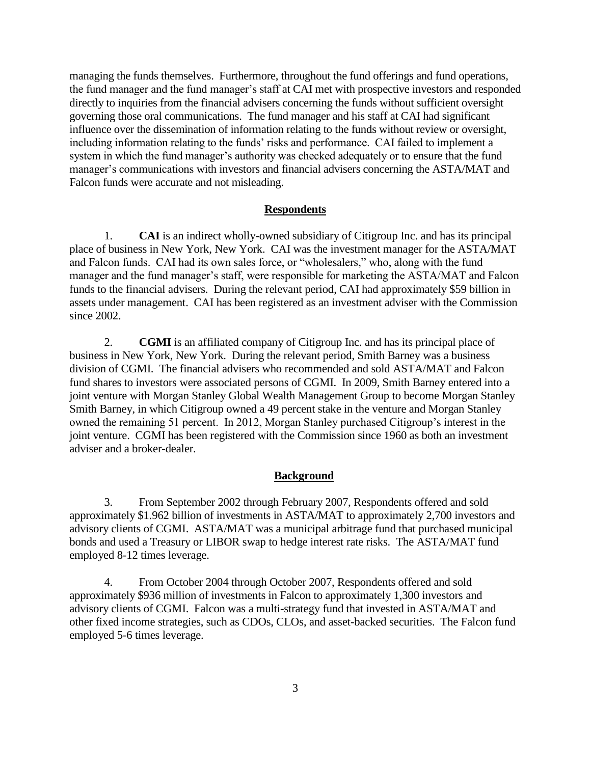managing the funds themselves. Furthermore, throughout the fund offerings and fund operations, the fund manager and the fund manager's staff at CAI met with prospective investors and responded directly to inquiries from the financial advisers concerning the funds without sufficient oversight governing those oral communications. The fund manager and his staff at CAI had significant influence over the dissemination of information relating to the funds without review or oversight, including information relating to the funds' risks and performance. CAI failed to implement a system in which the fund manager's authority was checked adequately or to ensure that the fund manager's communications with investors and financial advisers concerning the ASTA/MAT and Falcon funds were accurate and not misleading.

## Respondents

1. **CAI** is an indirect wholly-owned subsidiary of Citigroup Inc. and has its principal place of business in New York, New York. CAI was the investment manager for the ASTA/MAT and Falcon funds. CAI had its own sales force, or "wholesalers," who, along with the fund manager and the fund manager's staff, were responsible for marketing the ASTA/MAT and Falcon funds to the financial advisers. During the relevant period, CAI had approximately \$59 billion in assets under management. CAI has been registered as an investment adviser with the Commission since 2002.

2. **CGMI** is an affiliated company of Citigroup Inc. and has its principal place of business in New York, New York. During the relevant period, Smith Barney was a business division of CGMI. The financial advisers who recommended and sold ASTA/MAT and Falcon fund shares to investors were associated persons of CGMI. In 2009, Smith Barney entered into a joint venture with Morgan Stanley Global Wealth Management Group to become Morgan Stanley Smith Barney, in which Citigroup owned a 49 percent stake in the venture and Morgan Stanley owned the remaining 51 percent. In 2012, Morgan Stanley purchased Citigroup's interest in the joint venture. CGMI has been registered with the Commission since 1960 as both an investment adviser and a broker-dealer.

## Background

3. From September 2002 through February 2007, Respondents offered and sold approximately \$1.962 billion of investments in ASTA/MAT to approximately 2,700 investors and advisory clients of CGMI. ASTA/MAT was a municipal arbitrage fund that purchased municipal bonds and used a Treasury or LIBOR swap to hedge interest rate risks. The ASTA/MAT fund employed 8-12 times leverage.

4. From October 2004 through October 2007, Respondents offered and sold approximately \$936 million of investments in Falcon to approximately 1,300 investors and advisory clients of CGMI. Falcon was a multi-strategy fund that invested in ASTA/MAT and other fixed income strategies, such as CDOs, CLOs, and asset-backed securities. The Falcon fund employed 5-6 times leverage.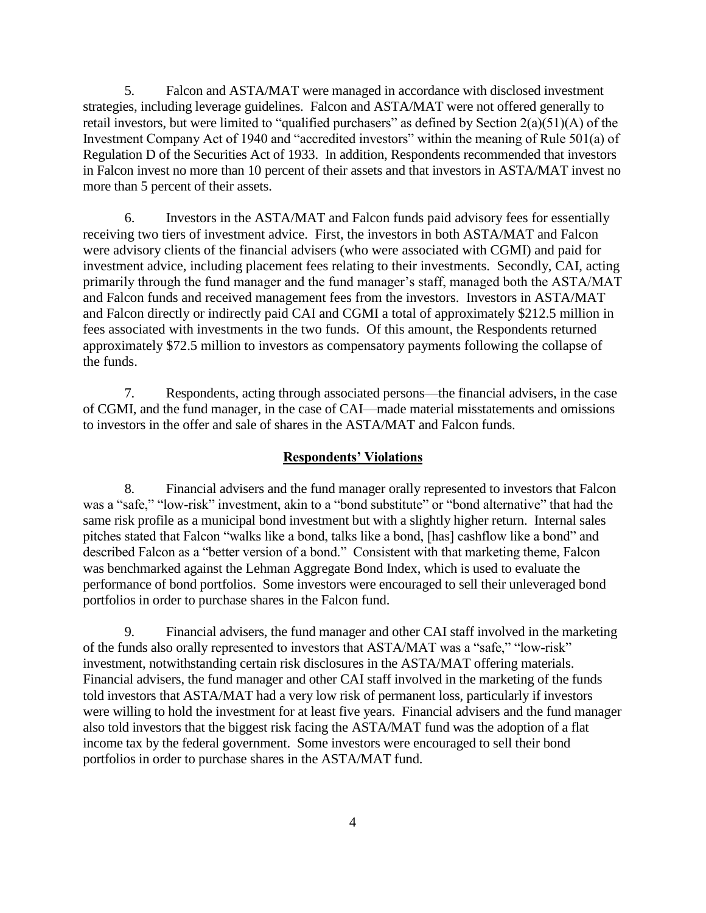5. Falcon and ASTA/MAT were managed in accordance with disclosed investment strategies, including leverage guidelines. Falcon and ASTA/MAT were not offered generally to retail investors, but were limited to "qualified purchasers" as defined by Section 2(a)(51)(A) of the Investment Company Act of 1940 and "accredited investors" within the meaning of Rule 501(a) of Regulation D of the Securities Act of 1933. In addition, Respondents recommended that investors in Falcon invest no more than 10 percent of their assets and that investors in ASTA/MAT invest no more than 5 percent of their assets.

6. Investors in the ASTA/MAT and Falcon funds paid advisory fees for essentially receiving two tiers of investment advice. First, the investors in both ASTA/MAT and Falcon were advisory clients of the financial advisers (who were associated with CGMI) and paid for investment advice, including placement fees relating to their investments. Secondly, CAI, acting primarily through the fund manager and the fund manager's staff, managed both the ASTA/MAT and Falcon funds and received management fees from the investors. Investors in ASTA/MAT and Falcon directly or indirectly paid CAI and CGMI a total of approximately $212.5 million in fees associated with investments in the two funds. Of this amount, the Respondents returned approximately $72.5 million to investors as compensatory payments following the collapse of the funds.

7. Respondents, acting through associated persons—the financial advisers, in the case of CGMI, and the fund manager, in the case of CAI—made material misstatements and omissions to investors in the offer and sale of shares in the ASTA/MAT and Falcon funds.

## Respondents' Violations

8. Financial advisers and the fund manager orally represented to investors that Falcon was a "safe," "low-risk" investment, akin to a "bond substitute" or "bond alternative" that had the same risk profile as a municipal bond investment but with a slightly higher return. Internal sales pitches stated that Falcon "walks like a bond, talks like a bond, [has] cashflow like a bond" and described Falcon as a "better version of a bond." Consistent with that marketing theme, Falcon was benchmarked against the Lehman Aggregate Bond Index, which is used to evaluate the performance of bond portfolios. Some investors were encouraged to sell their unleveraged bond portfolios in order to purchase shares in the Falcon fund.

9. Financial advisers, the fund manager and other CAI staff involved in the marketing of the funds also orally represented to investors that ASTA/MAT was a "safe," "low-risk" investment, notwithstanding certain risk disclosures in the ASTA/MAT offering materials. Financial advisers, the fund manager and other CAI staff involved in the marketing of the funds told investors that ASTA/MAT had a very low risk of permanent loss, particularly if investors were willing to hold the investment for at least five years. Financial advisers and the fund manager also told investors that the biggest risk facing the ASTA/MAT fund was the adoption of a flat income tax by the federal government. Some investors were encouraged to sell their bond portfolios in order to purchase shares in the ASTA/MAT fund.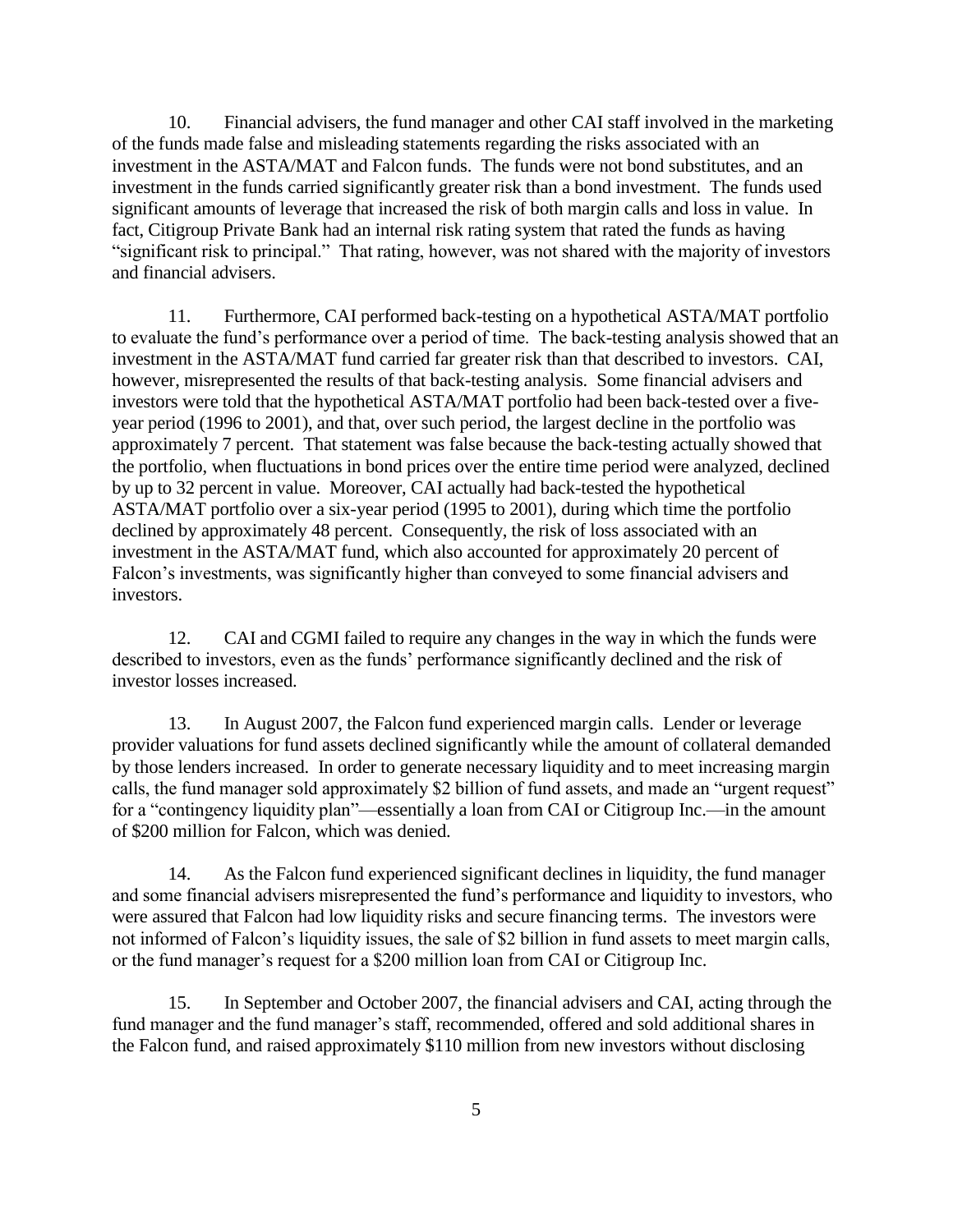10. Financial advisers, the fund manager and other CAI staff involved in the marketing of the funds made false and misleading statements regarding the risks associated with an investment in the ASTA/MAT and Falcon funds. The funds were not bond substitutes, and an investment in the funds carried significantly greater risk than a bond investment. The funds used significant amounts of leverage that increased the risk of both margin calls and loss in value. In fact, Citigroup Private Bank had an internal risk rating system that rated the funds as having "significant risk to principal." That rating, however, was not shared with the majority of investors and financial advisers.

11. Furthermore, CAI performed back-testing on a hypothetical ASTA/MAT portfolio to evaluate the fund's performance over a period of time. The back-testing analysis showed that an investment in the ASTA/MAT fund carried far greater risk than that described to investors. CAI, however, misrepresented the results of that back-testing analysis. Some financial advisers and investors were told that the hypothetical ASTA/MAT portfolio had been back-tested over a five-year period (1996 to 2001), and that, over such period, the largest decline in the portfolio was approximately 7 percent. That statement was false because the back-testing actually showed that the portfolio, when fluctuations in bond prices over the entire time period were analyzed, declined by up to 32 percent in value. Moreover, CAI actually had back-tested the hypothetical ASTA/MAT portfolio over a six-year period (1995 to 2001), during which time the portfolio declined by approximately 48 percent. Consequently, the risk of loss associated with an investment in the ASTA/MAT fund, which also accounted for approximately 20 percent of Falcon's investments, was significantly higher than conveyed to some financial advisers and investors.

12. CAI and CGMI failed to require any changes in the way in which the funds were described to investors, even as the funds' performance significantly declined and the risk of investor losses increased.

13. In August 2007, the Falcon fund experienced margin calls. Lender or leverage provider valuations for fund assets declined significantly while the amount of collateral demanded by those lenders increased. In order to generate necessary liquidity and to meet increasing margin calls, the fund manager sold approximately \$2 billion of fund assets, and made an "urgent request" for a "contingency liquidity plan"—essentially a loan from CAI or Citigroup Inc.—in the amount of \$200 million for Falcon, which was denied.

14. As the Falcon fund experienced significant declines in liquidity, the fund manager and some financial advisers misrepresented the fund's performance and liquidity to investors, who were assured that Falcon had low liquidity risks and secure financing terms. The investors were not informed of Falcon's liquidity issues, the sale of \$2 billion in fund assets to meet margin calls, or the fund manager's request for a \$200 million loan from CAI or Citigroup Inc.

15. In September and October 2007, the financial advisers and CAI, acting through the fund manager and the fund manager's staff, recommended, offered and sold additional shares in the Falcon fund, and raised approximately \$110 million from new investors without disclosing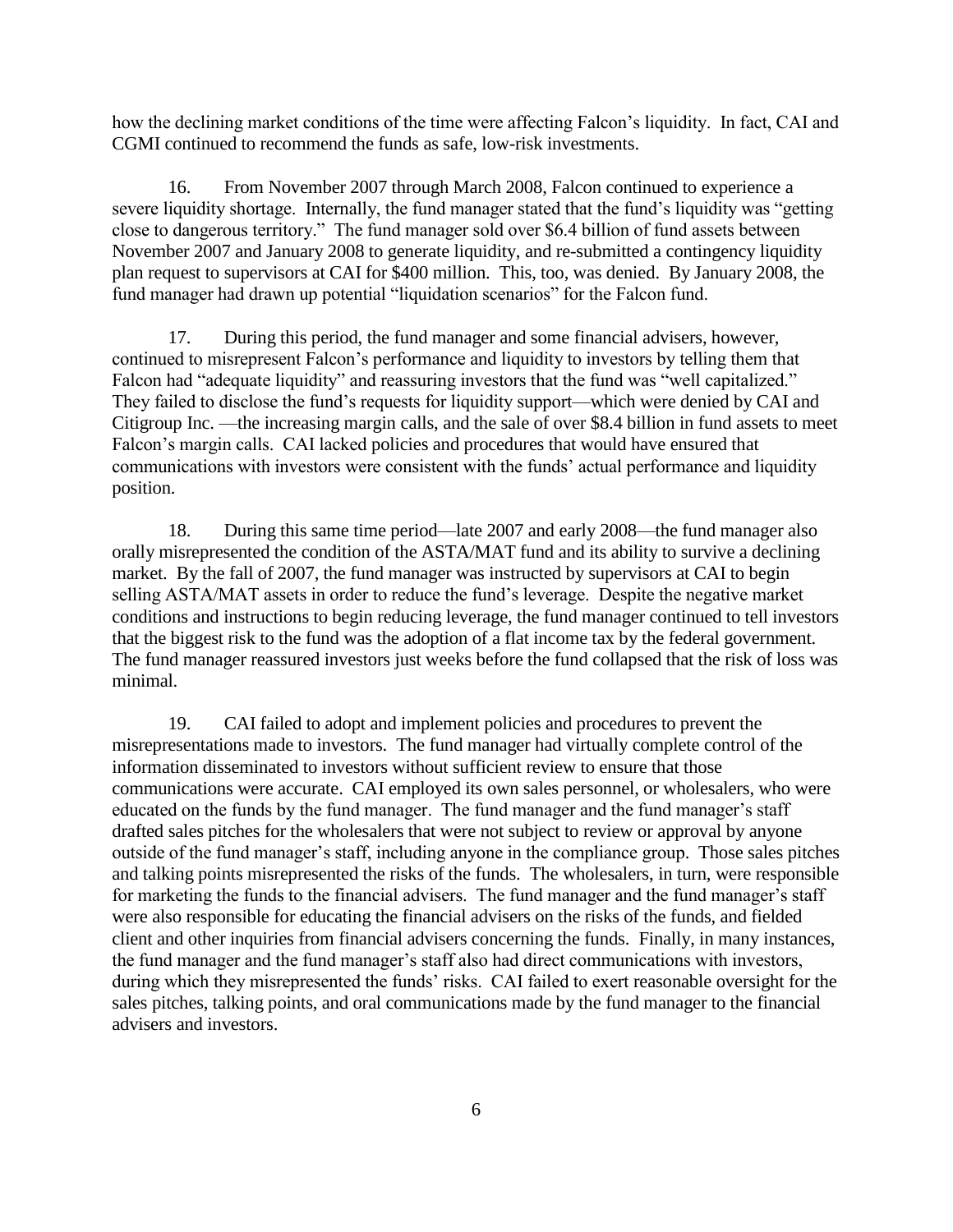how the declining market conditions of the time were affecting Falcon's liquidity. In fact, CAI and CGMI continued to recommend the funds as safe, low-risk investments.

16. From November 2007 through March 2008, Falcon continued to experience a severe liquidity shortage. Internally, the fund manager stated that the fund's liquidity was "getting close to dangerous territory." The fund manager sold over $6.4 billion of fund assets between November 2007 and January 2008 to generate liquidity, and re-submitted a contingency liquidity plan request to supervisors at CAI for $400 million. This, too, was denied. By January 2008, the fund manager had drawn up potential "liquidation scenarios" for the Falcon fund.

17. During this period, the fund manager and some financial advisers, however, continued to misrepresent Falcon's performance and liquidity to investors by telling them that Falcon had "adequate liquidity" and reassuring investors that the fund was "well capitalized." They failed to disclose the fund's requests for liquidity support—which were denied by CAI and Citigroup Inc. —the increasing margin calls, and the sale of over $8.4 billion in fund assets to meet Falcon's margin calls. CAI lacked policies and procedures that would have ensured that communications with investors were consistent with the funds' actual performance and liquidity position.

18. During this same time period—late 2007 and early 2008—the fund manager also orally misrepresented the condition of the ASTA/MAT fund and its ability to survive a declining market. By the fall of 2007, the fund manager was instructed by supervisors at CAI to begin selling ASTA/MAT assets in order to reduce the fund's leverage. Despite the negative market conditions and instructions to begin reducing leverage, the fund manager continued to tell investors that the biggest risk to the fund was the adoption of a flat income tax by the federal government. The fund manager reassured investors just weeks before the fund collapsed that the risk of loss was minimal.

19. CAI failed to adopt and implement policies and procedures to prevent the misrepresentations made to investors. The fund manager had virtually complete control of the information disseminated to investors without sufficient review to ensure that those communications were accurate. CAI employed its own sales personnel, or wholesalers, who were educated on the funds by the fund manager. The fund manager and the fund manager's staff drafted sales pitches for the wholesalers that were not subject to review or approval by anyone outside of the fund manager's staff, including anyone in the compliance group. Those sales pitches and talking points misrepresented the risks of the funds. The wholesalers, in turn, were responsible for marketing the funds to the financial advisers. The fund manager and the fund manager's staff were also responsible for educating the financial advisers on the risks of the funds, and fielded client and other inquiries from financial advisers concerning the funds. Finally, in many instances, the fund manager and the fund manager's staff also had direct communications with investors, during which they misrepresented the funds' risks. CAI failed to exert reasonable oversight for the sales pitches, talking points, and oral communications made by the fund manager to the financial advisers and investors.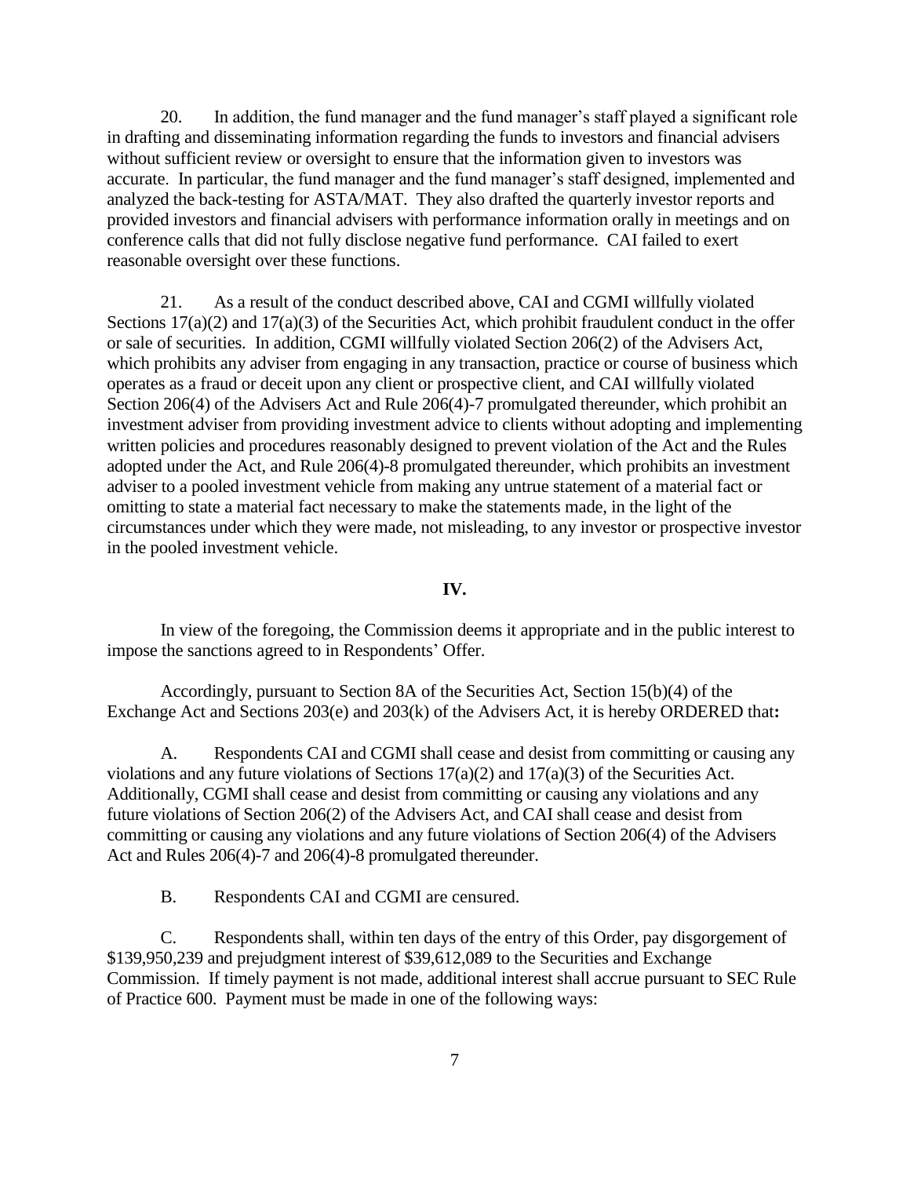20. In addition, the fund manager and the fund manager's staff played a significant role in drafting and disseminating information regarding the funds to investors and financial advisers without sufficient review or oversight to ensure that the information given to investors was accurate. In particular, the fund manager and the fund manager's staff designed, implemented and analyzed the back-testing for ASTA/MAT. They also drafted the quarterly investor reports and provided investors and financial advisers with performance information orally in meetings and on conference calls that did not fully disclose negative fund performance. CAI failed to exert reasonable oversight over these functions.

21. As a result of the conduct described above, CAI and CGMI willfully violated Sections 17(a)(2) and 17(a)(3) of the Securities Act, which prohibit fraudulent conduct in the offer or sale of securities. In addition, CGMI willfully violated Section 206(2) of the Advisers Act, which prohibits any adviser from engaging in any transaction, practice or course of business which operates as a fraud or deceit upon any client or prospective client, and CAI willfully violated Section 206(4) of the Advisers Act and Rule 206(4)-7 promulgated thereunder, which prohibit an investment adviser from providing investment advice to clients without adopting and implementing written policies and procedures reasonably designed to prevent violation of the Act and the Rules adopted under the Act, and Rule 206(4)-8 promulgated thereunder, which prohibits an investment adviser to a pooled investment vehicle from making any untrue statement of a material fact or omitting to state a material fact necessary to make the statements made, in the light of the circumstances under which they were made, not misleading, to any investor or prospective investor in the pooled investment vehicle.

## IV.

In view of the foregoing, the Commission deems it appropriate and in the public interest to impose the sanctions agreed to in Respondents' Offer.

Accordingly, pursuant to Section 8A of the Securities Act, Section 15(b)(4) of the Exchange Act and Sections 203(e) and 203(k) of the Advisers Act, it is hereby ORDERED that**:**

A. Respondents CAI and CGMI shall cease and desist from committing or causing any violations and any future violations of Sections 17(a)(2) and 17(a)(3) of the Securities Act. Additionally, CGMI shall cease and desist from committing or causing any violations and any future violations of Section 206(2) of the Advisers Act, and CAI shall cease and desist from committing or causing any violations and any future violations of Section 206(4) of the Advisers Act and Rules 206(4)-7 and 206(4)-8 promulgated thereunder.

B. Respondents CAI and CGMI are censured.

C. Respondents shall, within ten days of the entry of this Order, pay disgorgement of $139,950,239 and prejudgment interest of $39,612,089 to the Securities and Exchange Commission. If timely payment is not made, additional interest shall accrue pursuant to SEC Rule of Practice 600. Payment must be made in one of the following ways: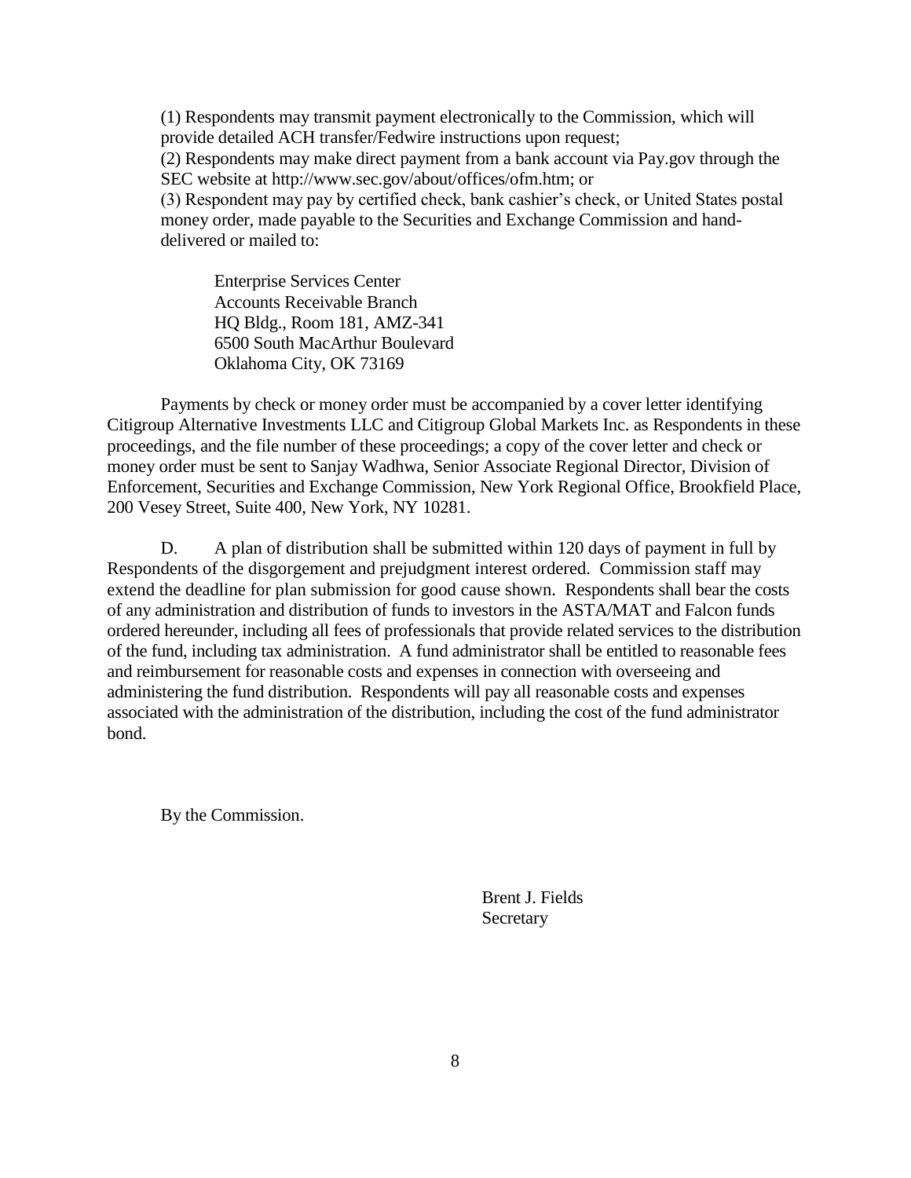(1) Respondents may transmit payment electronically to the Commission, which will provide detailed ACH transfer/Fedwire instructions upon request;
(2) Respondents may make direct payment from a bank account via Pay.gov through the SEC website at http://www.sec.gov/about/offices/ofm.htm; or
(3) Respondent may pay by certified check, bank cashier's check, or United States postal money order, made payable to the Securities and Exchange Commission and hand-delivered or mailed to:

> Enterprise Services Center
> Accounts Receivable Branch
> HQ Bldg., Room 181, AMZ-341
> 6500 South MacArthur Boulevard
> Oklahoma City, OK 73169

Payments by check or money order must be accompanied by a cover letter identifying Citigroup Alternative Investments LLC and Citigroup Global Markets Inc. as Respondents in these proceedings, and the file number of these proceedings; a copy of the cover letter and check or money order must be sent to Sanjay Wadhwa, Senior Associate Regional Director, Division of Enforcement, Securities and Exchange Commission, New York Regional Office, Brookfield Place, 200 Vesey Street, Suite 400, New York, NY 10281.

D. A plan of distribution shall be submitted within 120 days of payment in full by Respondents of the disgorgement and prejudgment interest ordered. Commission staff may extend the deadline for plan submission for good cause shown. Respondents shall bear the costs of any administration and distribution of funds to investors in the ASTA/MAT and Falcon funds ordered hereunder, including all fees of professionals that provide related services to the distribution of the fund, including tax administration. A fund administrator shall be entitled to reasonable fees and reimbursement for reasonable costs and expenses in connection with overseeing and administering the fund distribution. Respondents will pay all reasonable costs and expenses associated with the administration of the distribution, including the cost of the fund administrator bond.

By the Commission.

Brent J. Fields
Secretary